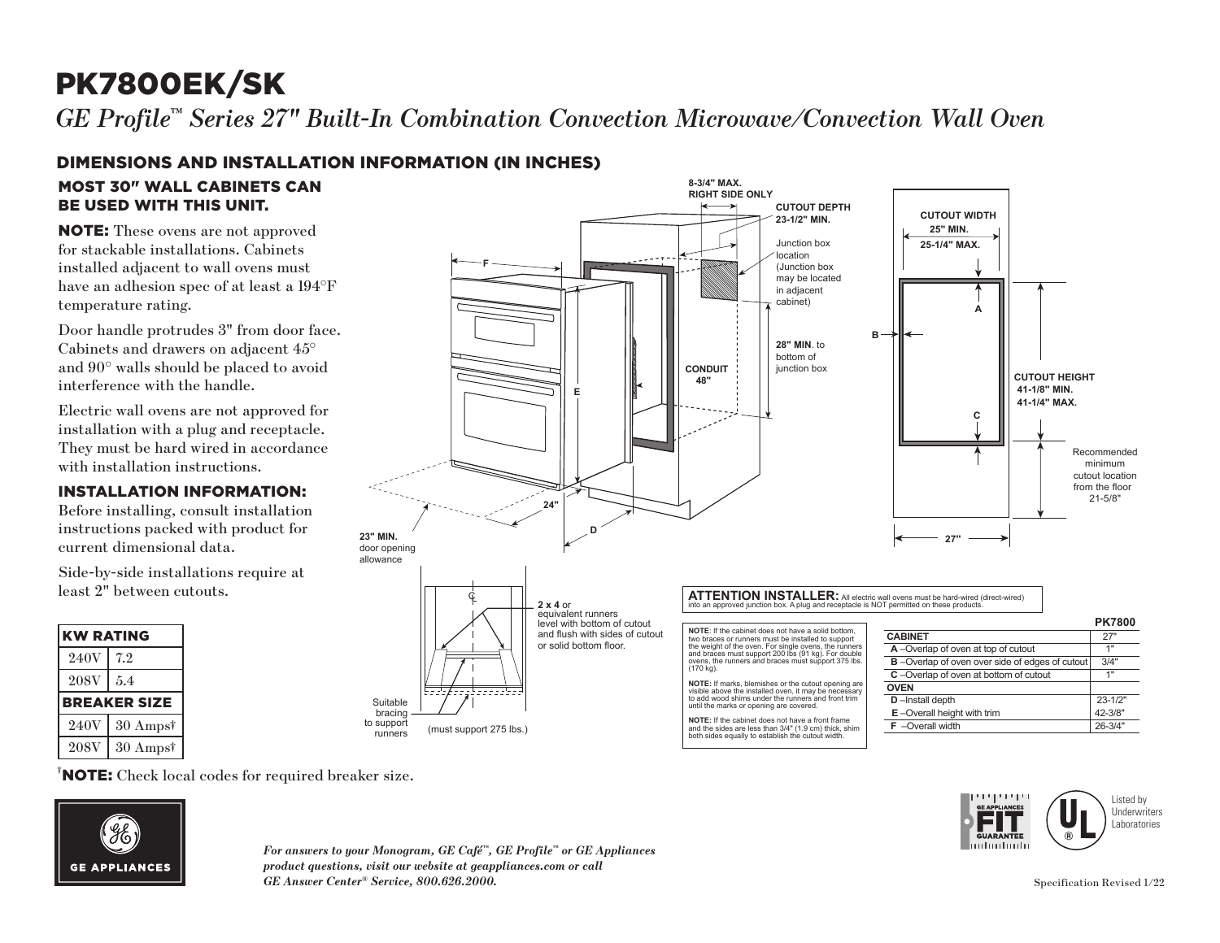# PK7800EK/SK

*GE Profile™ Series 27" Built-In Combination Convection Microwave/Convection Wall Oven*

## DIMENSIONS AND INSTALLATION INFORMATION (IN INCHES)

### MOST 30" WALL CABINETS CAN BE USED WITH THIS UNIT.

**NOTE:** These ovens are not approved for stackable installations. Cabinets installed adjacent to wall ovens must have an adhesion spec of at least a 194°F temperature rating.

Door handle protrudes 3" from door face. Cabinets and drawers on adjacent 45° and 90° walls should be placed to avoid interference with the handle.

Electric wall ovens are not approved for installation with a plug and receptacle. They must be hard wired in accordance with installation instructions.

### INSTALLATION INFORMATION:

Before installing, consult installation instructions packed with product for current dimensional data.

Side-by-side installations require at least 2" between cutouts.

| KW RATING | |
|---|---|
| 240V | 7.2 |
| 208V | 5.4 |
| **BREAKER SIZE** | |
| 240V | 30 Amps† |
| 208V | 30 Amps† |

†**NOTE:** Check local codes for required breaker size.

8-3/4" MAX. RIGHT SIDE ONLY

CUTOUT DEPTH 23-1/2" MIN.

Junction box location (Junction box may be located in adjacent cabinet)

28" MIN. to bottom of junction box

CONDUIT 48"

23" MIN. door opening allowance

24"

CUTOUT WIDTH 25" MIN. 25-1/4" MAX.

CUTOUT HEIGHT 41-1/8" MIN. 41-1/4" MAX.

Recommended minimum cutout location from the floor 21-5/8"

27"

**2 x 4** or equivalent runners level with bottom of cutout and flush with sides of cutout or solid bottom floor.

Suitable bracing to support runners (must support 275 lbs.)

**ATTENTION INSTALLER:** All electric wall ovens must be hard-wired (direct-wired) into an approved junction box. A plug and receptacle is NOT permitted on these products.

**NOTE**: If the cabinet does not have a solid bottom, two braces or runners must be installed to support the weight of the oven. For single ovens, the runners and braces must support 200 lbs (91 kg). For double ovens, the runners and braces must support 375 lbs. (170 kg).

**NOTE:** If marks, blemishes or the cutout opening are visible above the installed oven, it may be necessary to add wood shims under the runners and front trim until the marks or opening are covered.

**NOTE:** If the cabinet does not have a front frame and the sides are less than 3/4" (1.9 cm) thick, shim both sides equally to establish the cutout width.

| | PK7800 |
|---|---|
| **CABINET** | 27" |
| **A** –Overlap of oven at top of cutout | 1" |
| **B** –Overlap of oven over side of edges of cutout | 3/4" |
| **C** –Overlap of oven at bottom of cutout | 1" |
| **OVEN** | |
| **D** –Install depth | 23-1/2" |
| **E** –Overall height with trim | 42-3/8" |
| **F** –Overall width | 26-3/4" |

*For answers to your Monogram, GE Café™, GE Profile™ or GE Appliances product questions, visit our website at geappliances.com or call GE Answer Center® Service, 800.626.2000.*

Listed by Underwriters Laboratories

Specification Revised 1/22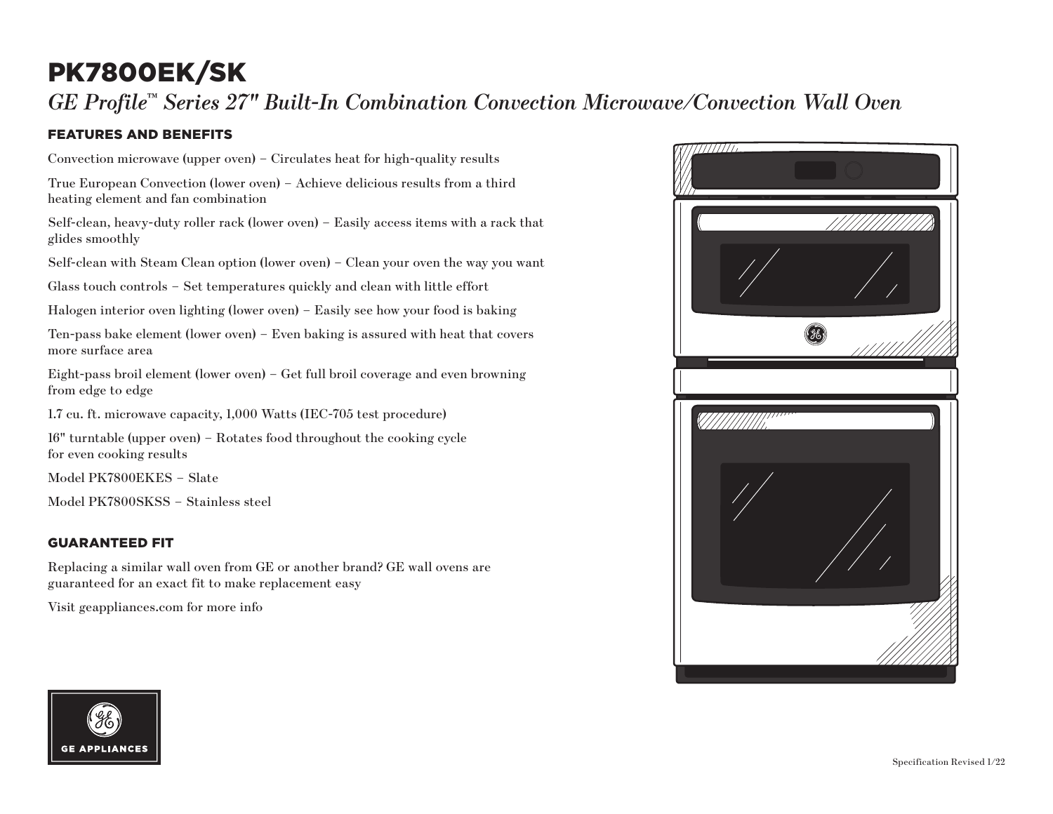# PK7800EK/SK

## *GE Profile™ Series 27" Built-In Combination Convection Microwave/Convection Wall Oven*

### FEATURES AND BENEFITS

Convection microwave (upper oven) – Circulates heat for high-quality results

True European Convection (lower oven) – Achieve delicious results from a third heating element and fan combination

Self-clean, heavy-duty roller rack (lower oven) – Easily access items with a rack that glides smoothly

Self-clean with Steam Clean option (lower oven) – Clean your oven the way you want

Glass touch controls – Set temperatures quickly and clean with little effort

Halogen interior oven lighting (lower oven) – Easily see how your food is baking

Ten-pass bake element (lower oven) – Even baking is assured with heat that covers more surface area

Eight-pass broil element (lower oven) – Get full broil coverage and even browning from edge to edge

1.7 cu. ft. microwave capacity, 1,000 Watts (IEC-705 test procedure)

16" turntable (upper oven) – Rotates food throughout the cooking cycle for even cooking results

Model PK7800EKES – Slate

Model PK7800SKSS – Stainless steel

### GUARANTEED FIT

Replacing a similar wall oven from GE or another brand? GE wall ovens are guaranteed for an exact fit to make replacement easy

Visit geappliances.com for more info

GE APPLIANCES

Specification Revised 1/22